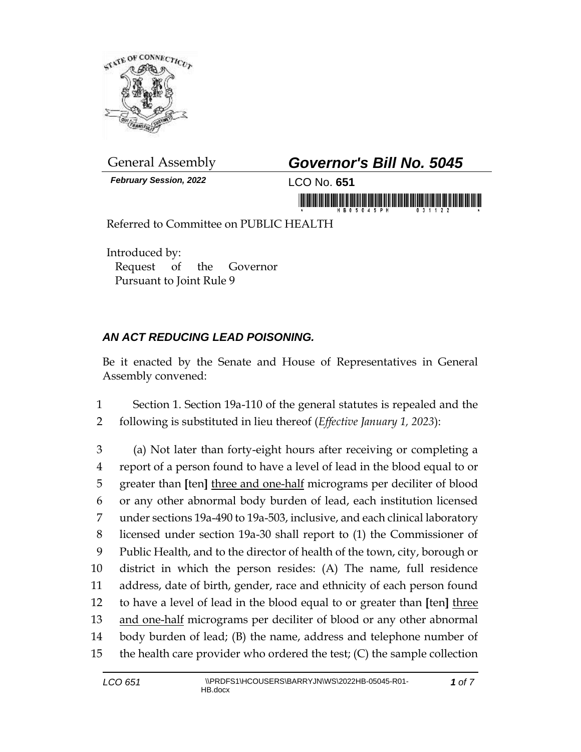General Assembly

***February Session, 2022***

## ***Governor's Bill No. 5045***

LCO No. **651**

Referred to Committee on PUBLIC HEALTH

Introduced by:
Request of the Governor
Pursuant to Joint Rule 9

### ***AN ACT REDUCING LEAD POISONING.***

Be it enacted by the Senate and House of Representatives in General Assembly convened:

1 Section 1. Section 19a-110 of the general statutes is repealed and the
2 following is substituted in lieu thereof (*Effective January 1, 2023*):

3 (a) Not later than forty-eight hours after receiving or completing a
4 report of a person found to have a level of lead in the blood equal to or
5 greater than **[**ten**]** <u>three and one-half</u> micrograms per deciliter of blood
6 or any other abnormal body burden of lead, each institution licensed
7 under sections 19a-490 to 19a-503, inclusive, and each clinical laboratory
8 licensed under section 19a-30 shall report to (1) the Commissioner of
9 Public Health, and to the director of health of the town, city, borough or
10 district in which the person resides: (A) The name, full residence
11 address, date of birth, gender, race and ethnicity of each person found
12 to have a level of lead in the blood equal to or greater than **[**ten**]** <u>three</u>
13 <u>and one-half</u> micrograms per deciliter of blood or any other abnormal
14 body burden of lead; (B) the name, address and telephone number of
15 the health care provider who ordered the test; (C) the sample collection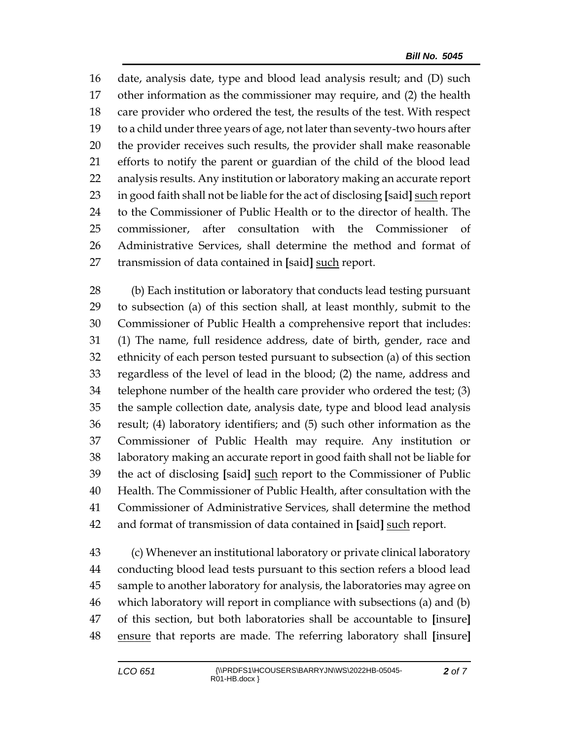16 date, analysis date, type and blood lead analysis result; and (D) such
17 other information as the commissioner may require, and (2) the health
18 care provider who ordered the test, the results of the test. With respect
19 to a child under three years of age, not later than seventy-two hours after
20 the provider receives such results, the provider shall make reasonable
21 efforts to notify the parent or guardian of the child of the blood lead
22 analysis results. Any institution or laboratory making an accurate report
23 in good faith shall not be liable for the act of disclosing **[**said**]** <u>such</u> report
24 to the Commissioner of Public Health or to the director of health. The
25 commissioner, after consultation with the Commissioner of
26 Administrative Services, shall determine the method and format of
27 transmission of data contained in **[**said**]** <u>such</u> report.

28 (b) Each institution or laboratory that conducts lead testing pursuant
29 to subsection (a) of this section shall, at least monthly, submit to the
30 Commissioner of Public Health a comprehensive report that includes:
31 (1) The name, full residence address, date of birth, gender, race and
32 ethnicity of each person tested pursuant to subsection (a) of this section
33 regardless of the level of lead in the blood; (2) the name, address and
34 telephone number of the health care provider who ordered the test; (3)
35 the sample collection date, analysis date, type and blood lead analysis
36 result; (4) laboratory identifiers; and (5) such other information as the
37 Commissioner of Public Health may require. Any institution or
38 laboratory making an accurate report in good faith shall not be liable for
39 the act of disclosing **[**said**]** <u>such</u> report to the Commissioner of Public
40 Health. The Commissioner of Public Health, after consultation with the
41 Commissioner of Administrative Services, shall determine the method
42 and format of transmission of data contained in **[**said**]** <u>such</u> report.

43 (c) Whenever an institutional laboratory or private clinical laboratory
44 conducting blood lead tests pursuant to this section refers a blood lead
45 sample to another laboratory for analysis, the laboratories may agree on
46 which laboratory will report in compliance with subsections (a) and (b)
47 of this section, but both laboratories shall be accountable to **[**insure**]**
48 <u>ensure</u> that reports are made. The referring laboratory shall **[**insure**]**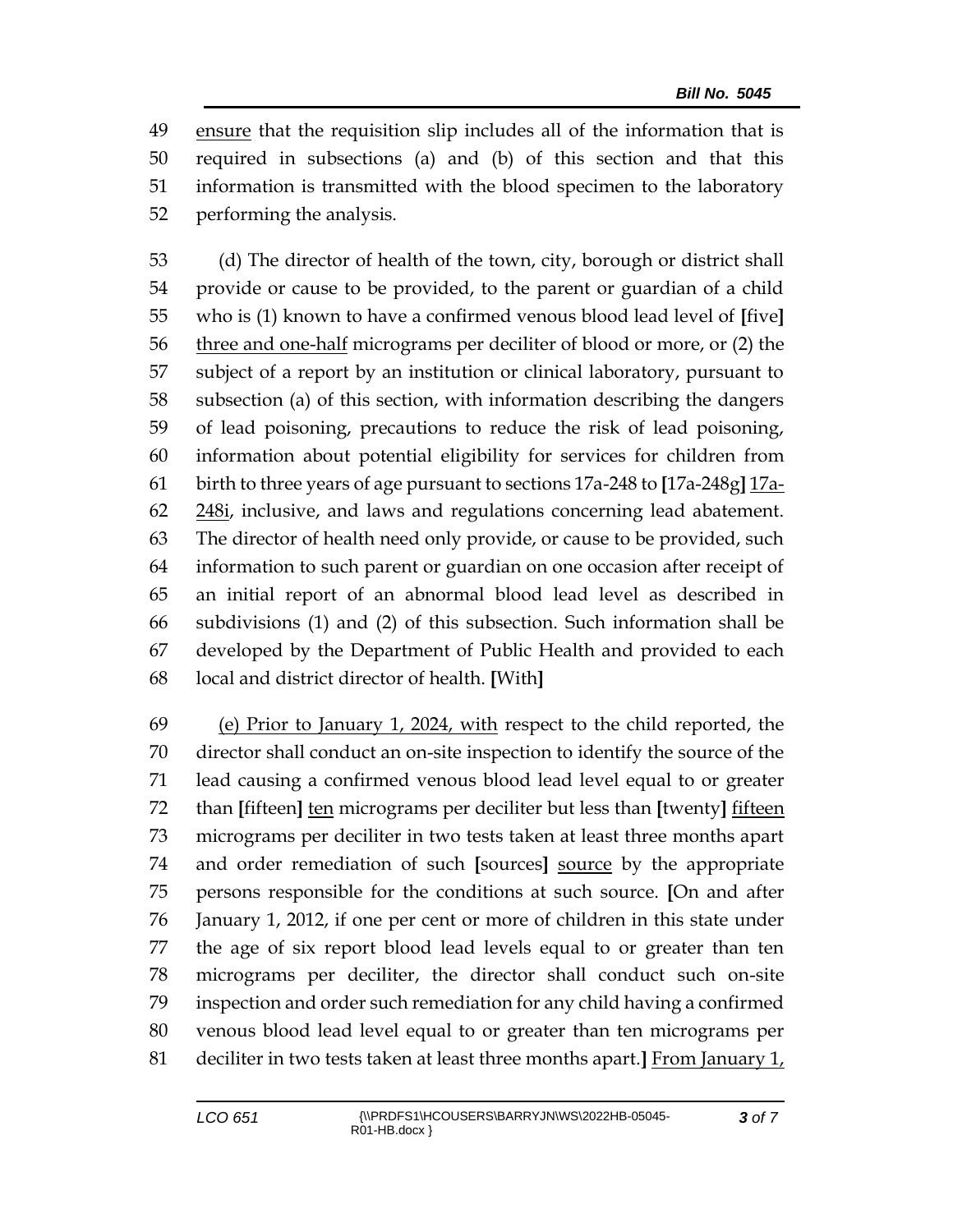ensure that the requisition slip includes all of the information that is required in subsections (a) and (b) of this section and that this information is transmitted with the blood specimen to the laboratory performing the analysis.

(d) The director of health of the town, city, borough or district shall provide or cause to be provided, to the parent or guardian of a child who is (1) known to have a confirmed venous blood lead level of [five] three and one-half micrograms per deciliter of blood or more, or (2) the subject of a report by an institution or clinical laboratory, pursuant to subsection (a) of this section, with information describing the dangers of lead poisoning, precautions to reduce the risk of lead poisoning, information about potential eligibility for services for children from birth to three years of age pursuant to sections 17a-248 to [17a-248g] 17a-248i, inclusive, and laws and regulations concerning lead abatement. The director of health need only provide, or cause to be provided, such information to such parent or guardian on one occasion after receipt of an initial report of an abnormal blood lead level as described in subdivisions (1) and (2) of this subsection. Such information shall be developed by the Department of Public Health and provided to each local and district director of health. [With]

(e) Prior to January 1, 2024, with respect to the child reported, the director shall conduct an on-site inspection to identify the source of the lead causing a confirmed venous blood lead level equal to or greater than [fifteen] ten micrograms per deciliter but less than [twenty] fifteen micrograms per deciliter in two tests taken at least three months apart and order remediation of such [sources] source by the appropriate persons responsible for the conditions at such source. [On and after January 1, 2012, if one per cent or more of children in this state under the age of six report blood lead levels equal to or greater than ten micrograms per deciliter, the director shall conduct such on-site inspection and order such remediation for any child having a confirmed venous blood lead level equal to or greater than ten micrograms per deciliter in two tests taken at least three months apart.] From January 1,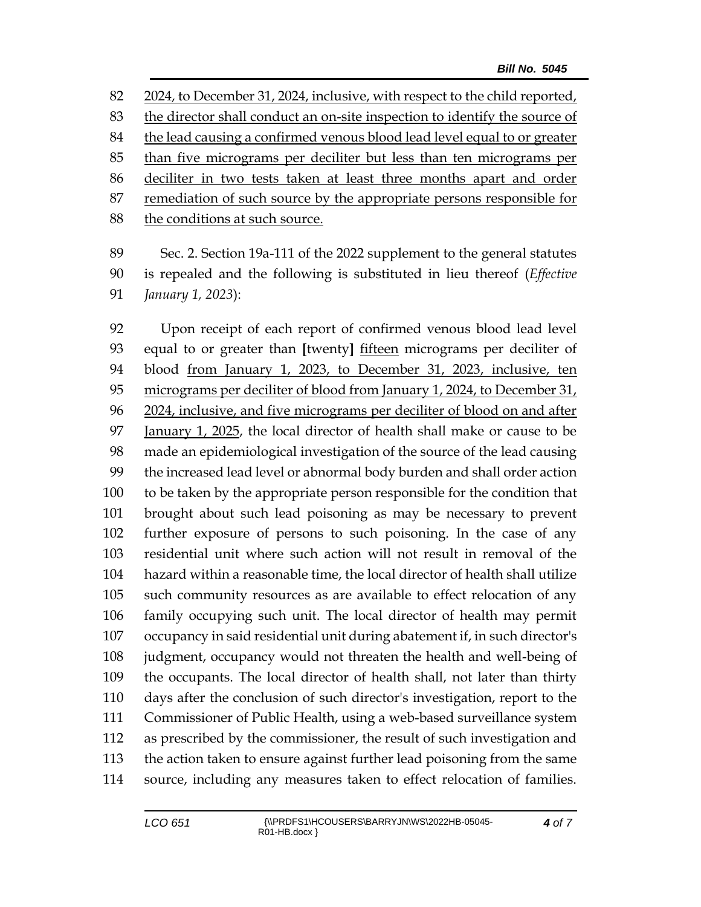<u>2024, to December 31, 2024, inclusive, with respect to the child reported, the director shall conduct an on-site inspection to identify the source of the lead causing a confirmed venous blood lead level equal to or greater than five micrograms per deciliter but less than ten micrograms per deciliter in two tests taken at least three months apart and order remediation of such source by the appropriate persons responsible for the conditions at such source.</u>

Sec. 2. Section 19a-111 of the 2022 supplement to the general statutes is repealed and the following is substituted in lieu thereof (*Effective January 1, 2023*):

Upon receipt of each report of confirmed venous blood lead level equal to or greater than **[**twenty**]** <u>fifteen</u> micrograms per deciliter of blood <u>from January 1, 2023, to December 31, 2023, inclusive, ten micrograms per deciliter of blood from January 1, 2024, to December 31, 2024, inclusive, and five micrograms per deciliter of blood on and after January 1, 2025</u>, the local director of health shall make or cause to be made an epidemiological investigation of the source of the lead causing the increased lead level or abnormal body burden and shall order action to be taken by the appropriate person responsible for the condition that brought about such lead poisoning as may be necessary to prevent further exposure of persons to such poisoning. In the case of any residential unit where such action will not result in removal of the hazard within a reasonable time, the local director of health shall utilize such community resources as are available to effect relocation of any family occupying such unit. The local director of health may permit occupancy in said residential unit during abatement if, in such director's judgment, occupancy would not threaten the health and well-being of the occupants. The local director of health shall, not later than thirty days after the conclusion of such director's investigation, report to the Commissioner of Public Health, using a web-based surveillance system as prescribed by the commissioner, the result of such investigation and the action taken to ensure against further lead poisoning from the same source, including any measures taken to effect relocation of families.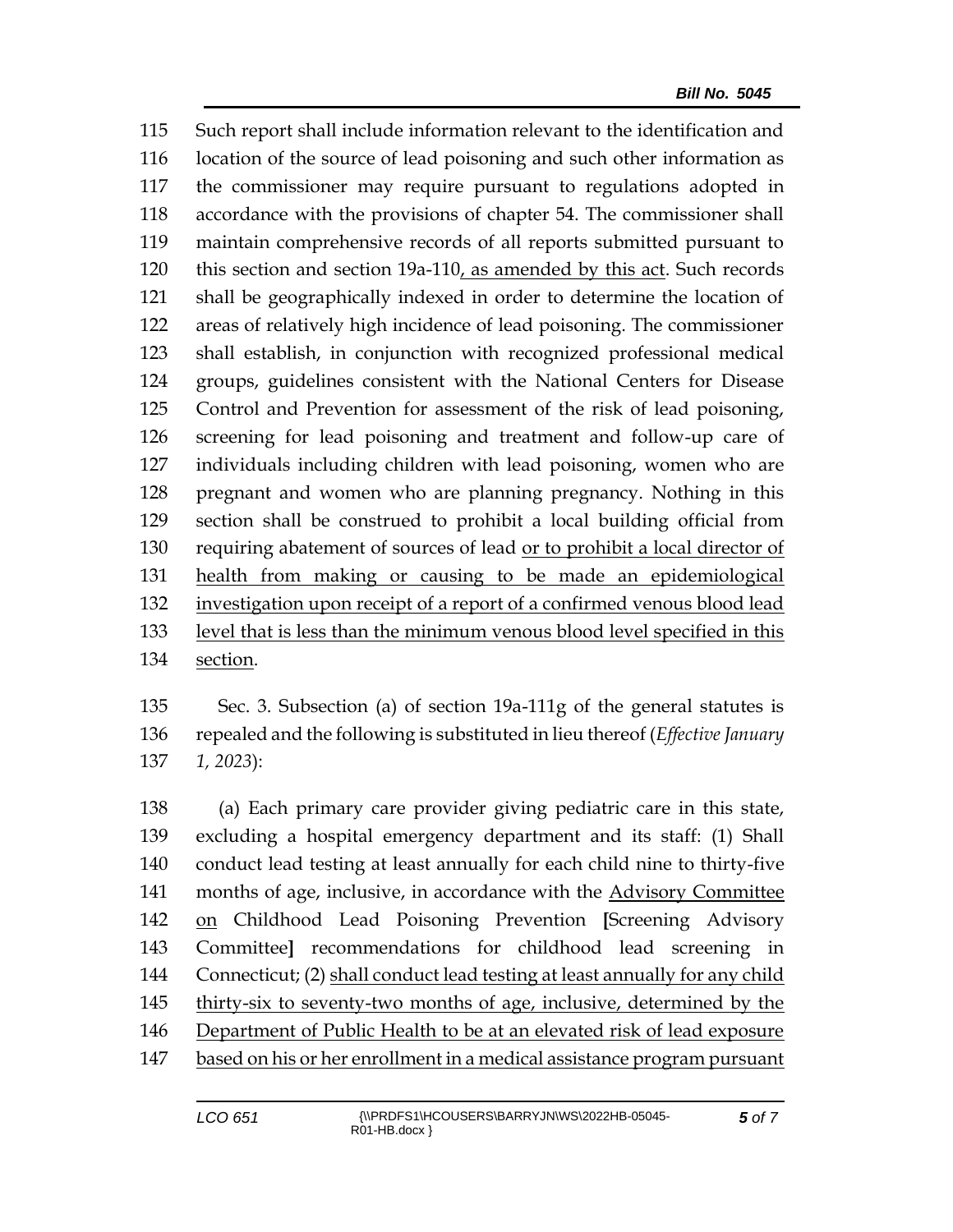Such report shall include information relevant to the identification and location of the source of lead poisoning and such other information as the commissioner may require pursuant to regulations adopted in accordance with the provisions of chapter 54. The commissioner shall maintain comprehensive records of all reports submitted pursuant to this section and section 19a-110<u>, as amended by this act</u>. Such records shall be geographically indexed in order to determine the location of areas of relatively high incidence of lead poisoning. The commissioner shall establish, in conjunction with recognized professional medical groups, guidelines consistent with the National Centers for Disease Control and Prevention for assessment of the risk of lead poisoning, screening for lead poisoning and treatment and follow-up care of individuals including children with lead poisoning, women who are pregnant and women who are planning pregnancy. Nothing in this section shall be construed to prohibit a local building official from requiring abatement of sources of lead <u>or to prohibit a local director of health from making or causing to be made an epidemiological investigation upon receipt of a report of a confirmed venous blood lead level that is less than the minimum venous blood level specified in this section</u>.

Sec. 3. Subsection (a) of section 19a-111g of the general statutes is repealed and the following is substituted in lieu thereof (*Effective January 1, 2023*):

(a) Each primary care provider giving pediatric care in this state, excluding a hospital emergency department and its staff: (1) Shall conduct lead testing at least annually for each child nine to thirty-five months of age, inclusive, in accordance with the <u>Advisory Committee on</u> Childhood Lead Poisoning Prevention **[**Screening Advisory Committee**]** recommendations for childhood lead screening in Connecticut; (2) <u>shall conduct lead testing at least annually for any child thirty-six to seventy-two months of age, inclusive, determined by the Department of Public Health to be at an elevated risk of lead exposure based on his or her enrollment in a medical assistance program pursuant</u>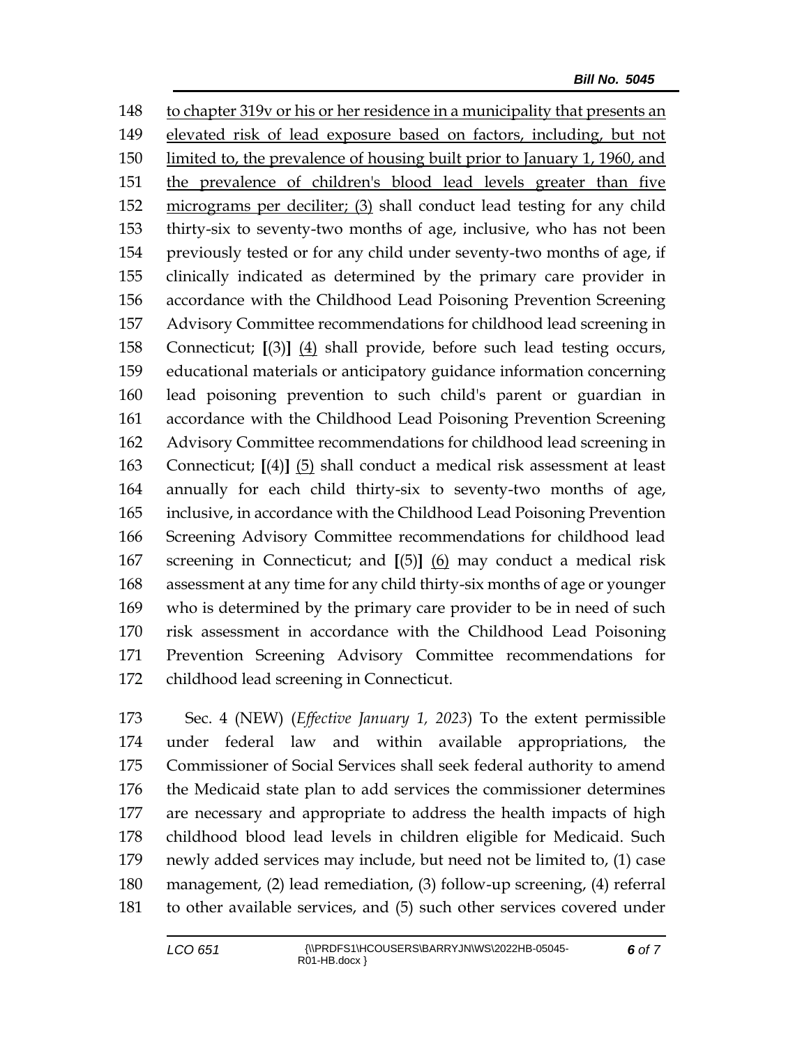148 to chapter 319v or his or her residence in a municipality that presents an
149 elevated risk of lead exposure based on factors, including, but not
150 limited to, the prevalence of housing built prior to January 1, 1960, and
151 the prevalence of children's blood lead levels greater than five
152 micrograms per deciliter; (3) shall conduct lead testing for any child
153 thirty-six to seventy-two months of age, inclusive, who has not been
154 previously tested or for any child under seventy-two months of age, if
155 clinically indicated as determined by the primary care provider in
156 accordance with the Childhood Lead Poisoning Prevention Screening
157 Advisory Committee recommendations for childhood lead screening in
158 Connecticut; **[**(3)**]** (4) shall provide, before such lead testing occurs,
159 educational materials or anticipatory guidance information concerning
160 lead poisoning prevention to such child's parent or guardian in
161 accordance with the Childhood Lead Poisoning Prevention Screening
162 Advisory Committee recommendations for childhood lead screening in
163 Connecticut; **[**(4)**]** (5) shall conduct a medical risk assessment at least
164 annually for each child thirty-six to seventy-two months of age,
165 inclusive, in accordance with the Childhood Lead Poisoning Prevention
166 Screening Advisory Committee recommendations for childhood lead
167 screening in Connecticut; and **[**(5)**]** (6) may conduct a medical risk
168 assessment at any time for any child thirty-six months of age or younger
169 who is determined by the primary care provider to be in need of such
170 risk assessment in accordance with the Childhood Lead Poisoning
171 Prevention Screening Advisory Committee recommendations for
172 childhood lead screening in Connecticut.

173 Sec. 4 (NEW) (*Effective January 1, 2023*) To the extent permissible
174 under federal law and within available appropriations, the
175 Commissioner of Social Services shall seek federal authority to amend
176 the Medicaid state plan to add services the commissioner determines
177 are necessary and appropriate to address the health impacts of high
178 childhood blood lead levels in children eligible for Medicaid. Such
179 newly added services may include, but need not be limited to, (1) case
180 management, (2) lead remediation, (3) follow-up screening, (4) referral
181 to other available services, and (5) such other services covered under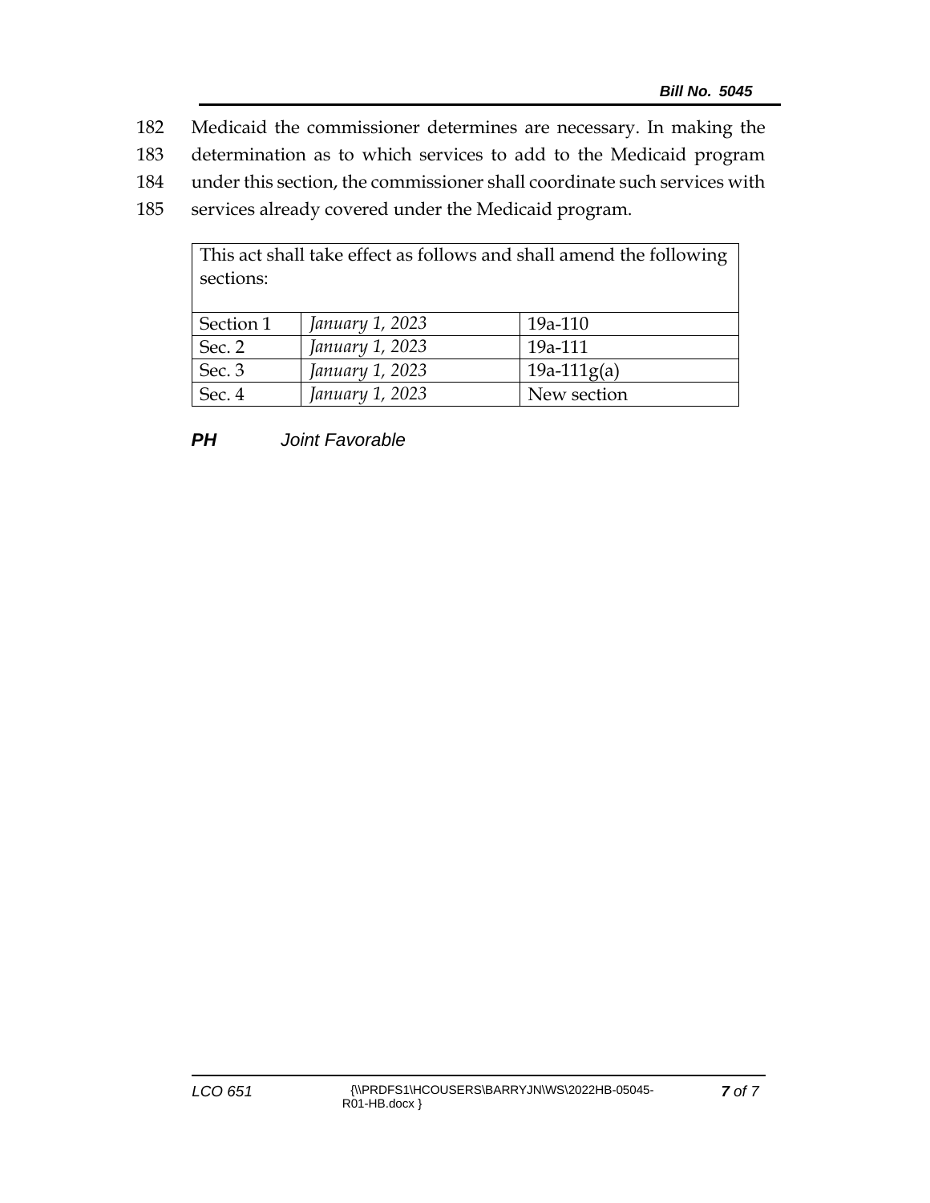182 Medicaid the commissioner determines are necessary. In making the
183 determination as to which services to add to the Medicaid program
184 under this section, the commissioner shall coordinate such services with
185 services already covered under the Medicaid program.

| This act shall take effect as follows and shall amend the following sections: | | |
|---|---|---|
| Section 1 | *January 1, 2023* | 19a-110 |
| Sec. 2 | *January 1, 2023* | 19a-111 |
| Sec. 3 | *January 1, 2023* | 19a-111g(a) |
| Sec. 4 | *January 1, 2023* | New section |

***PH*** *Joint Favorable*